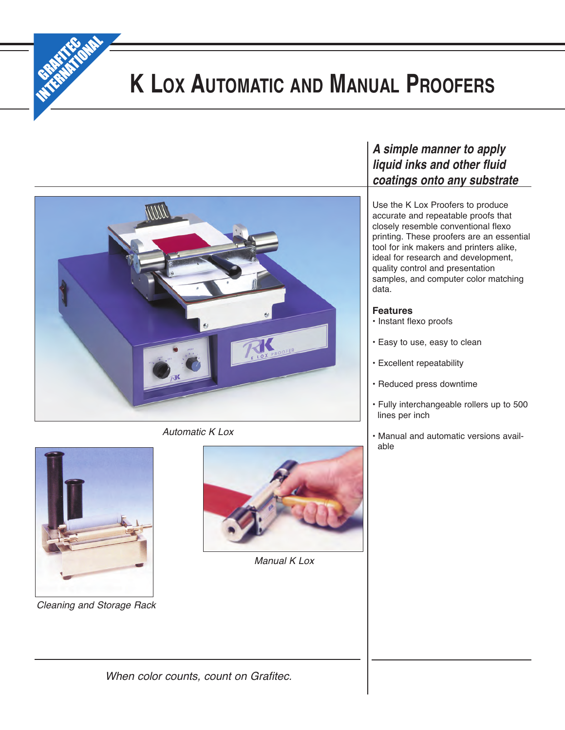GRAFITEC INTERNATIONAL

# K Lox Automatic and Manual Proofers

Automatic K Lox

Cleaning and Storage Rack

Manual K Lox

## *A simple manner to apply liquid inks and other fluid coatings onto any substrate*

Use the K Lox Proofers to produce accurate and repeatable proofs that closely resemble conventional flexo printing. These proofers are an essential tool for ink makers and printers alike, ideal for research and development, quality control and presentation samples, and computer color matching data.

**Features**

- Instant flexo proofs
- Easy to use, easy to clean
- Excellent repeatability
- Reduced press downtime
- Fully interchangeable rollers up to 500 lines per inch
- Manual and automatic versions available

*When color counts, count on Grafitec.*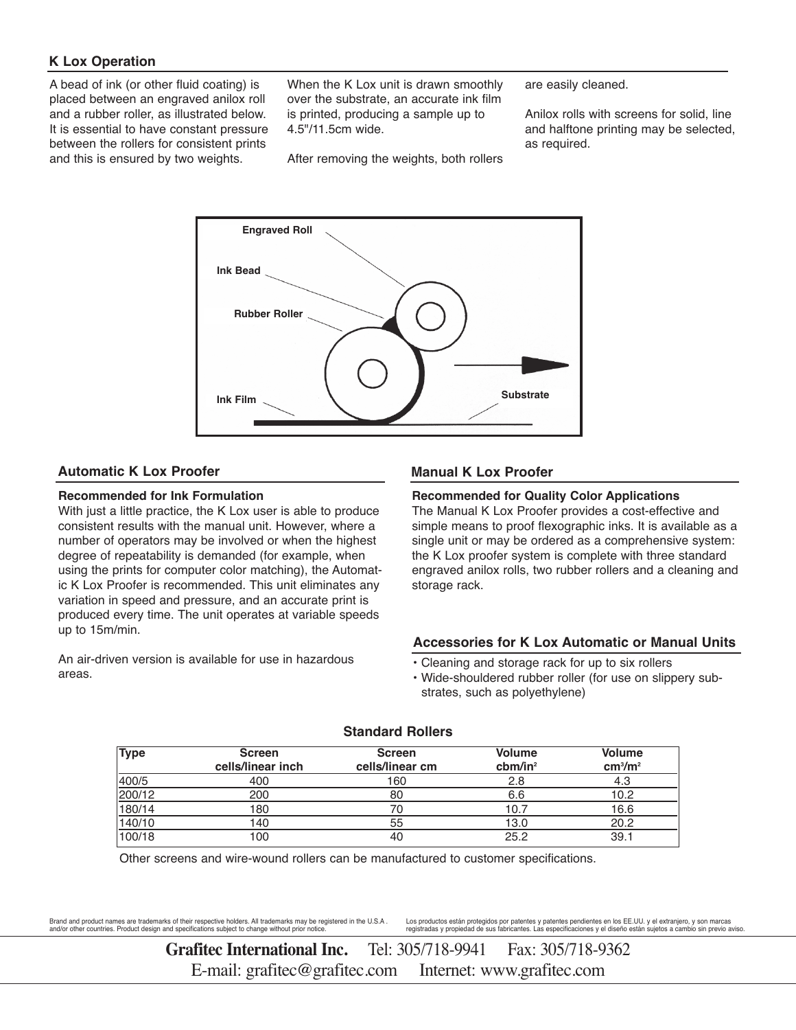## K Lox Operation

A bead of ink (or other fluid coating) is placed between an engraved anilox roll and a rubber roller, as illustrated below. It is essential to have constant pressure between the rollers for consistent prints and this is ensured by two weights.

When the K Lox unit is drawn smoothly over the substrate, an accurate ink film is printed, producing a sample up to 4.5"/11.5cm wide.

After removing the weights, both rollers are easily cleaned.

Anilox rolls with screens for solid, line and halftone printing may be selected, as required.

Engraved Roll

Ink Bead

Rubber Roller

Ink Film

Substrate

## Automatic K Lox Proofer

**Recommended for Ink Formulation**

With just a little practice, the K Lox user is able to produce consistent results with the manual unit. However, where a number of operators may be involved or when the highest degree of repeatability is demanded (for example, when using the prints for computer color matching), the Automatic K Lox Proofer is recommended. This unit eliminates any variation in speed and pressure, and an accurate print is produced every time. The unit operates at variable speeds up to 15m/min.

An air-driven version is available for use in hazardous areas.

## Manual K Lox Proofer

**Recommended for Quality Color Applications**

The Manual K Lox Proofer provides a cost-effective and simple means to proof flexographic inks. It is available as a single unit or may be ordered as a comprehensive system: the K Lox proofer system is complete with three standard engraved anilox rolls, two rubber rollers and a cleaning and storage rack.

## Accessories for K Lox Automatic or Manual Units

- Cleaning and storage rack for up to six rollers
- Wide-shouldered rubber roller (for use on slippery substrates, such as polyethylene)

### Standard Rollers

| Type | Screen cells/linear inch | Screen cells/linear cm | Volume cbm/in² | Volume cm³/m² |
|---|---|---|---|---|
| 400/5 | 400 | 160 | 2.8 | 4.3 |
| 200/12 | 200 | 80 | 6.6 | 10.2 |
| 180/14 | 180 | 70 | 10.7 | 16.6 |
| 140/10 | 140 | 55 | 13.0 | 20.2 |
| 100/18 | 100 | 40 | 25.2 | 39.1 |

Other screens and wire-wound rollers can be manufactured to customer specifications.

Brand and product names are trademarks of their respective holders. All trademarks may be registered in the U.S.A. and/or other countries. Product design and specifications subject to change without prior notice.

Los productos están protegidos por patentes y patentes pendientes en los EE.UU. y el extranjero, y son marcas registradas y propiedad de sus fabricantes. Las especificaciones y el diseño están sujetos a cambio sin previo aviso.

**Grafitec International Inc.** Tel: 305/718-9941 Fax: 305/718-9362
E-mail: grafitec@grafitec.com Internet: www.grafitec.com